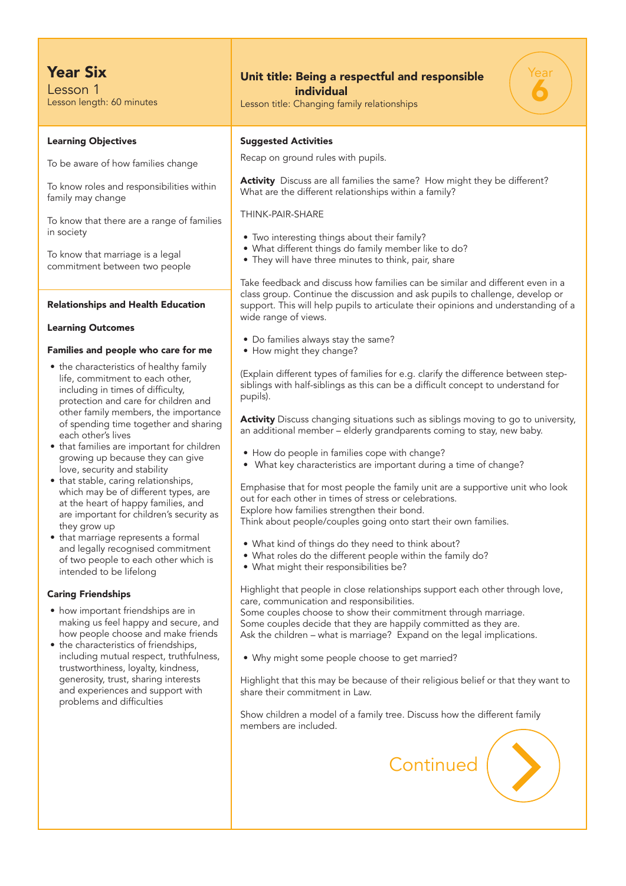# Year Six

Lesson 1

Lesson length: 60 minutes

## Unit title: Being a respectful and responsible individual

Lesson title: Changing family relationships

Year 6

### Learning Objectives

To be aware of how families change

To know roles and responsibilities within family may change

To know that there are a range of families in society

To know that marriage is a legal commitment between two people

### Relationships and Health Education

#### Learning Outcomes

**Families and people who care for me**

- the characteristics of healthy family life, commitment to each other, including in times of difficulty, protection and care for children and other family members, the importance of spending time together and sharing each other's lives
- that families are important for children growing up because they can give love, security and stability
- that stable, caring relationships, which may be of different types, are at the heart of happy families, and are important for children's security as they grow up
- that marriage represents a formal and legally recognised commitment of two people to each other which is intended to be lifelong

**Caring Friendships**

- how important friendships are in making us feel happy and secure, and how people choose and make friends
- the characteristics of friendships, including mutual respect, truthfulness, trustworthiness, loyalty, kindness, generosity, trust, sharing interests and experiences and support with problems and difficulties

### Suggested Activities

Recap on ground rules with pupils.

**Activity** Discuss are all families the same? How might they be different? What are the different relationships within a family?

THINK-PAIR-SHARE

- Two interesting things about their family?
- What different things do family member like to do?
- They will have three minutes to think, pair, share

Take feedback and discuss how families can be similar and different even in a class group. Continue the discussion and ask pupils to challenge, develop or support. This will help pupils to articulate their opinions and understanding of a wide range of views.

- Do families always stay the same?
- How might they change?

(Explain different types of families for e.g. clarify the difference between step-siblings with half-siblings as this can be a difficult concept to understand for pupils).

**Activity** Discuss changing situations such as siblings moving to go to university, an additional member – elderly grandparents coming to stay, new baby.

- How do people in families cope with change?
- What key characteristics are important during a time of change?

Emphasise that for most people the family unit are a supportive unit who look out for each other in times of stress or celebrations.
Explore how families strengthen their bond.
Think about people/couples going onto start their own families.

- What kind of things do they need to think about?
- What roles do the different people within the family do?
- What might their responsibilities be?

Highlight that people in close relationships support each other through love, care, communication and responsibilities.
Some couples choose to show their commitment through marriage.
Some couples decide that they are happily committed as they are.
Ask the children – what is marriage? Expand on the legal implications.

- Why might some people choose to get married?

Highlight that this may be because of their religious belief or that they want to share their commitment in Law.

Show children a model of a family tree. Discuss how the different family members are included.

Continued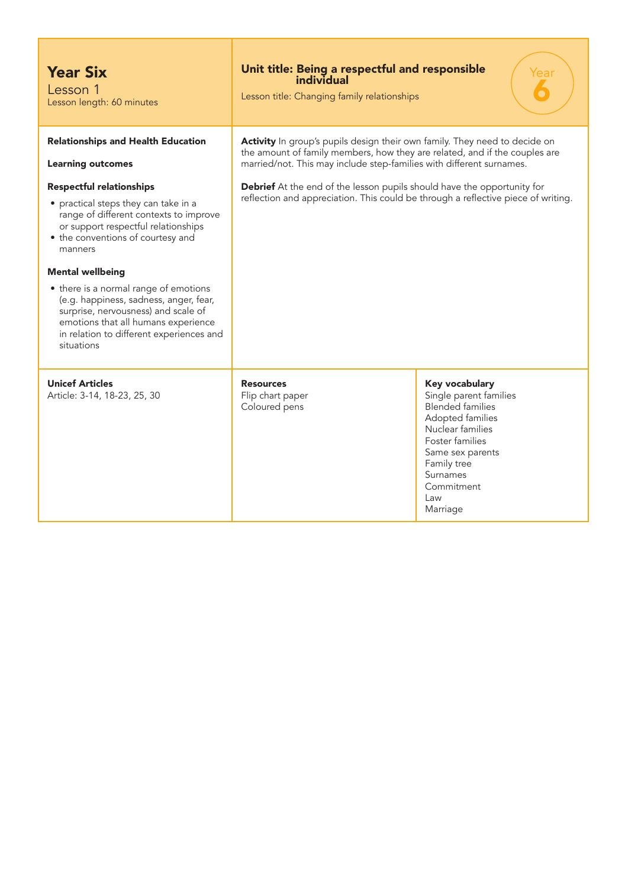# Year Six

Lesson 1

Lesson length: 60 minutes

## Unit title: Being a respectful and responsible individual

Lesson title: Changing family relationships

Year 6

### Relationships and Health Education

**Learning outcomes**

**Respectful relationships**

- practical steps they can take in a range of different contexts to improve or support respectful relationships
- the conventions of courtesy and manners

**Mental wellbeing**

- there is a normal range of emotions (e.g. happiness, sadness, anger, fear, surprise, nervousness) and scale of emotions that all humans experience in relation to different experiences and situations

**Activity** In group's pupils design their own family. They need to decide on the amount of family members, how they are related, and if the couples are married/not. This may include step-families with different surnames.

**Debrief** At the end of the lesson pupils should have the opportunity for reflection and appreciation. This could be through a reflective piece of writing.

**Unicef Articles**

Article: 3-14, 18-23, 25, 30

**Resources**

Flip chart paper
Coloured pens

**Key vocabulary**

Single parent families
Blended families
Adopted families
Nuclear families
Foster families
Same sex parents
Family tree
Surnames
Commitment
Law
Marriage